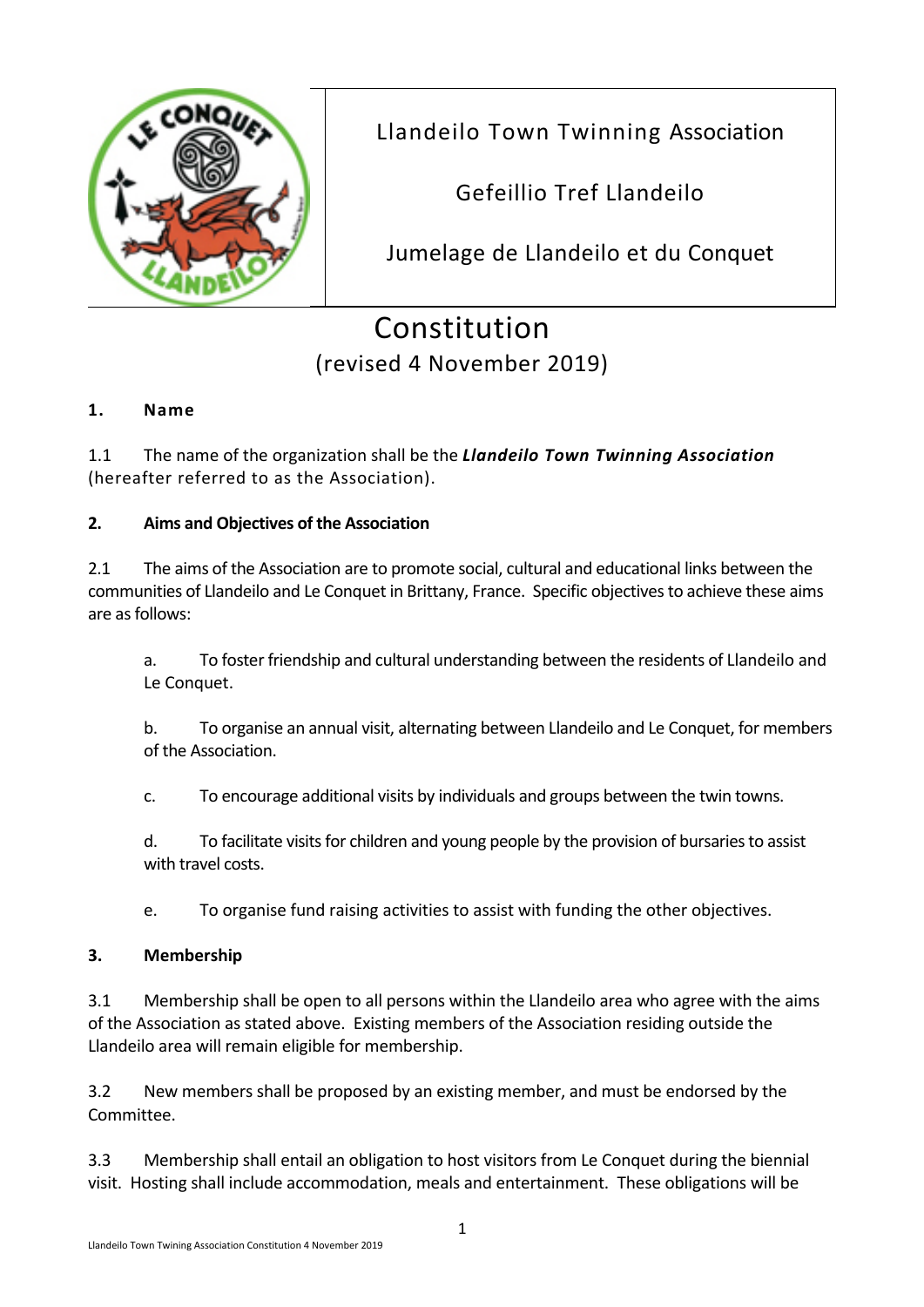Llandeilo Town Twinning Association

Gefeillio Tref Llandeilo

Jumelage de Llandeilo et du Conquet

# Constitution

(revised 4 November 2019)

## 1. Name

1.1 The name of the organization shall be the ***Llandeilo Town Twinning Association*** (hereafter referred to as the Association).

## 2. Aims and Objectives of the Association

2.1 The aims of the Association are to promote social, cultural and educational links between the communities of Llandeilo and Le Conquet in Brittany, France. Specific objectives to achieve these aims are as follows:

a. To foster friendship and cultural understanding between the residents of Llandeilo and Le Conquet.

b. To organise an annual visit, alternating between Llandeilo and Le Conquet, for members of the Association.

c. To encourage additional visits by individuals and groups between the twin towns.

d. To facilitate visits for children and young people by the provision of bursaries to assist with travel costs.

e. To organise fund raising activities to assist with funding the other objectives.

## 3. Membership

3.1 Membership shall be open to all persons within the Llandeilo area who agree with the aims of the Association as stated above. Existing members of the Association residing outside the Llandeilo area will remain eligible for membership.

3.2 New members shall be proposed by an existing member, and must be endorsed by the Committee.

3.3 Membership shall entail an obligation to host visitors from Le Conquet during the biennial visit. Hosting shall include accommodation, meals and entertainment. These obligations will be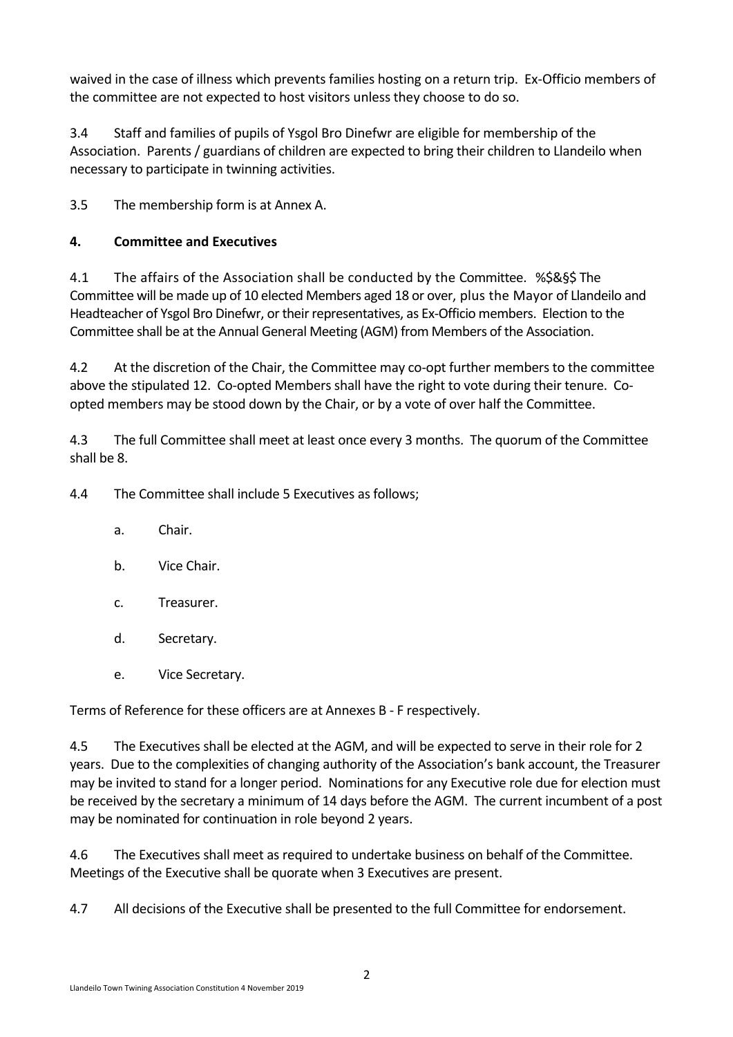waived in the case of illness which prevents families hosting on a return trip. Ex-Officio members of the committee are not expected to host visitors unless they choose to do so.

3.4 Staff and families of pupils of Ysgol Bro Dinefwr are eligible for membership of the Association. Parents / guardians of children are expected to bring their children to Llandeilo when necessary to participate in twinning activities.

3.5 The membership form is at Annex A.

**4. Committee and Executives**

4.1 The affairs of the Association shall be conducted by the Committee. %$&§$ The Committee will be made up of 10 elected Members aged 18 or over, plus the Mayor of Llandeilo and Headteacher of Ysgol Bro Dinefwr, or their representatives, as Ex-Officio members. Election to the Committee shall be at the Annual General Meeting (AGM) from Members of the Association.

4.2 At the discretion of the Chair, the Committee may co-opt further members to the committee above the stipulated 12. Co-opted Members shall have the right to vote during their tenure. Co-opted members may be stood down by the Chair, or by a vote of over half the Committee.

4.3 The full Committee shall meet at least once every 3 months. The quorum of the Committee shall be 8.

4.4 The Committee shall include 5 Executives as follows;

a. Chair.

b. Vice Chair.

c. Treasurer.

d. Secretary.

e. Vice Secretary.

Terms of Reference for these officers are at Annexes B - F respectively.

4.5 The Executives shall be elected at the AGM, and will be expected to serve in their role for 2 years. Due to the complexities of changing authority of the Association's bank account, the Treasurer may be invited to stand for a longer period. Nominations for any Executive role due for election must be received by the secretary a minimum of 14 days before the AGM. The current incumbent of a post may be nominated for continuation in role beyond 2 years.

4.6 The Executives shall meet as required to undertake business on behalf of the Committee. Meetings of the Executive shall be quorate when 3 Executives are present.

4.7 All decisions of the Executive shall be presented to the full Committee for endorsement.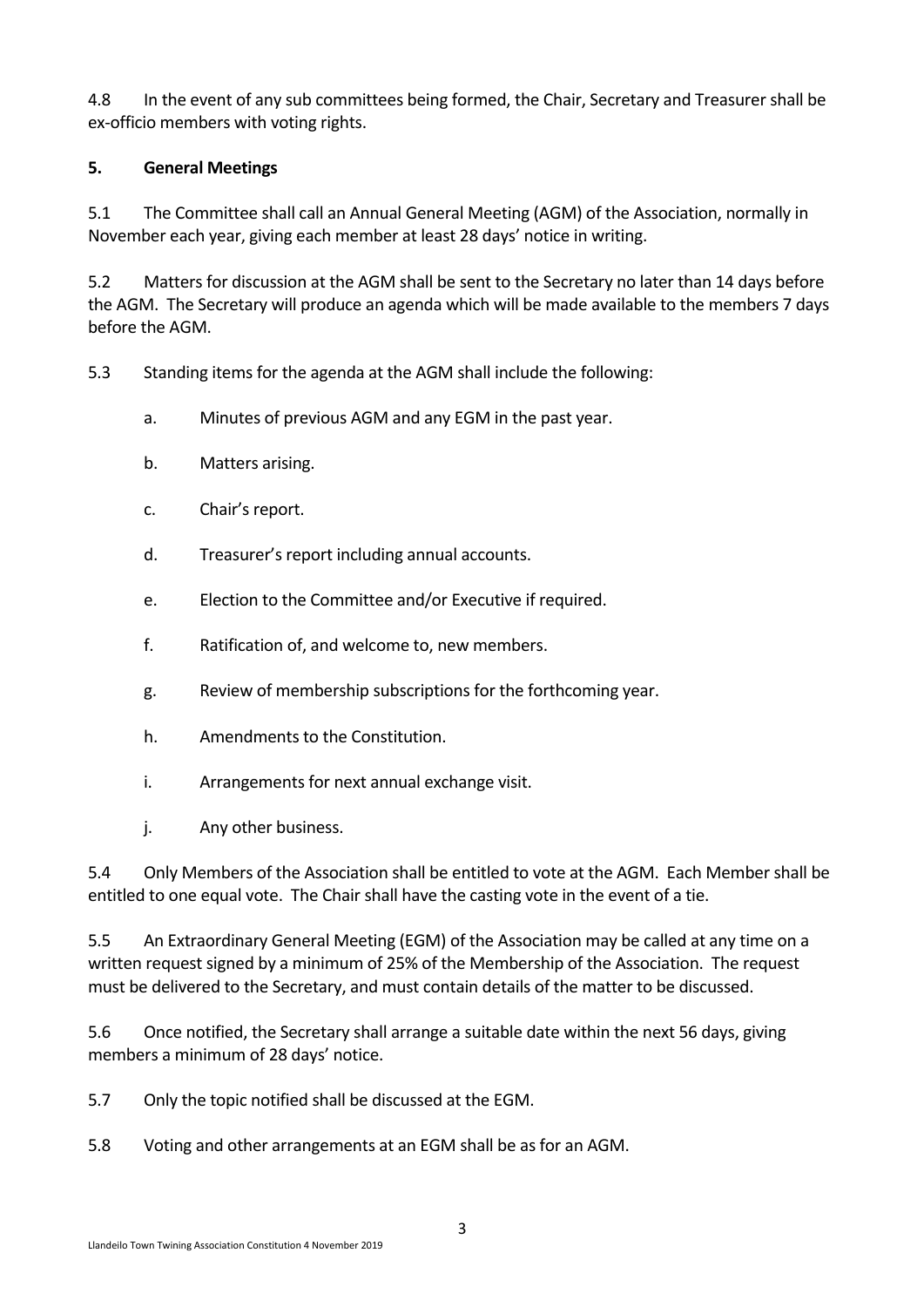4.8 In the event of any sub committees being formed, the Chair, Secretary and Treasurer shall be ex-officio members with voting rights.

**5. General Meetings**

5.1 The Committee shall call an Annual General Meeting (AGM) of the Association, normally in November each year, giving each member at least 28 days' notice in writing.

5.2 Matters for discussion at the AGM shall be sent to the Secretary no later than 14 days before the AGM. The Secretary will produce an agenda which will be made available to the members 7 days before the AGM.

5.3 Standing items for the agenda at the AGM shall include the following:

a. Minutes of previous AGM and any EGM in the past year.

b. Matters arising.

c. Chair's report.

d. Treasurer's report including annual accounts.

e. Election to the Committee and/or Executive if required.

f. Ratification of, and welcome to, new members.

g. Review of membership subscriptions for the forthcoming year.

h. Amendments to the Constitution.

i. Arrangements for next annual exchange visit.

j. Any other business.

5.4 Only Members of the Association shall be entitled to vote at the AGM. Each Member shall be entitled to one equal vote. The Chair shall have the casting vote in the event of a tie.

5.5 An Extraordinary General Meeting (EGM) of the Association may be called at any time on a written request signed by a minimum of 25% of the Membership of the Association. The request must be delivered to the Secretary, and must contain details of the matter to be discussed.

5.6 Once notified, the Secretary shall arrange a suitable date within the next 56 days, giving members a minimum of 28 days' notice.

5.7 Only the topic notified shall be discussed at the EGM.

5.8 Voting and other arrangements at an EGM shall be as for an AGM.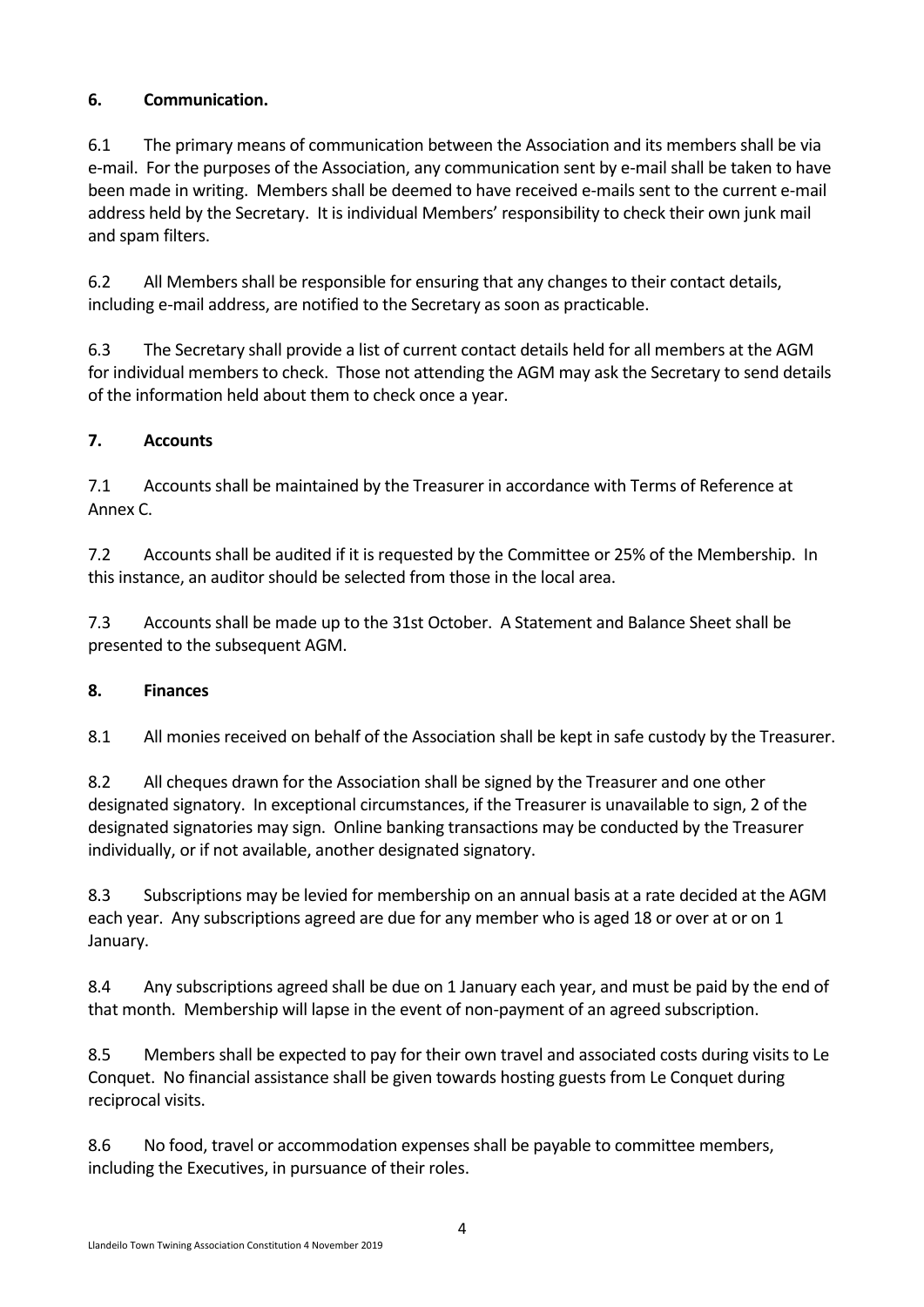**6. Communication.**

6.1 The primary means of communication between the Association and its members shall be via e-mail. For the purposes of the Association, any communication sent by e-mail shall be taken to have been made in writing. Members shall be deemed to have received e-mails sent to the current e-mail address held by the Secretary. It is individual Members' responsibility to check their own junk mail and spam filters.

6.2 All Members shall be responsible for ensuring that any changes to their contact details, including e-mail address, are notified to the Secretary as soon as practicable.

6.3 The Secretary shall provide a list of current contact details held for all members at the AGM for individual members to check. Those not attending the AGM may ask the Secretary to send details of the information held about them to check once a year.

**7. Accounts**

7.1 Accounts shall be maintained by the Treasurer in accordance with Terms of Reference at Annex C.

7.2 Accounts shall be audited if it is requested by the Committee or 25% of the Membership. In this instance, an auditor should be selected from those in the local area.

7.3 Accounts shall be made up to the 31st October. A Statement and Balance Sheet shall be presented to the subsequent AGM.

**8. Finances**

8.1 All monies received on behalf of the Association shall be kept in safe custody by the Treasurer.

8.2 All cheques drawn for the Association shall be signed by the Treasurer and one other designated signatory. In exceptional circumstances, if the Treasurer is unavailable to sign, 2 of the designated signatories may sign. Online banking transactions may be conducted by the Treasurer individually, or if not available, another designated signatory.

8.3 Subscriptions may be levied for membership on an annual basis at a rate decided at the AGM each year. Any subscriptions agreed are due for any member who is aged 18 or over at or on 1 January.

8.4 Any subscriptions agreed shall be due on 1 January each year, and must be paid by the end of that month. Membership will lapse in the event of non-payment of an agreed subscription.

8.5 Members shall be expected to pay for their own travel and associated costs during visits to Le Conquet. No financial assistance shall be given towards hosting guests from Le Conquet during reciprocal visits.

8.6 No food, travel or accommodation expenses shall be payable to committee members, including the Executives, in pursuance of their roles.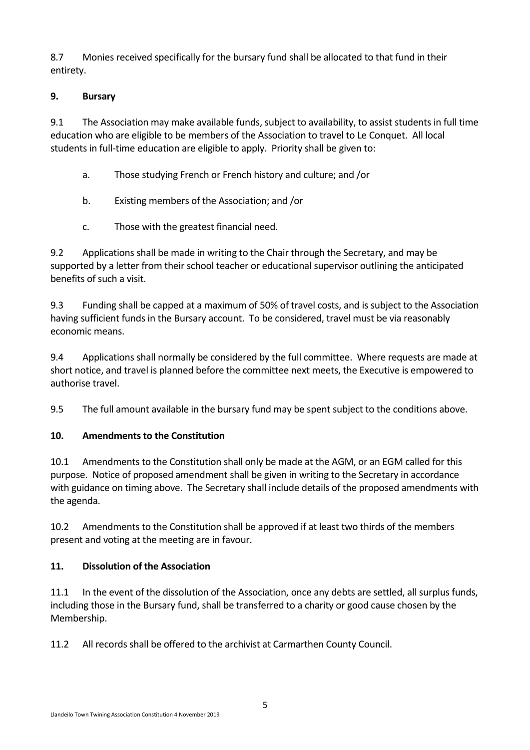8.7 Monies received specifically for the bursary fund shall be allocated to that fund in their entirety.

## 9. Bursary

9.1 The Association may make available funds, subject to availability, to assist students in full time education who are eligible to be members of the Association to travel to Le Conquet. All local students in full-time education are eligible to apply. Priority shall be given to:

a. Those studying French or French history and culture; and /or

b. Existing members of the Association; and /or

c. Those with the greatest financial need.

9.2 Applications shall be made in writing to the Chair through the Secretary, and may be supported by a letter from their school teacher or educational supervisor outlining the anticipated benefits of such a visit.

9.3 Funding shall be capped at a maximum of 50% of travel costs, and is subject to the Association having sufficient funds in the Bursary account. To be considered, travel must be via reasonably economic means.

9.4 Applications shall normally be considered by the full committee. Where requests are made at short notice, and travel is planned before the committee next meets, the Executive is empowered to authorise travel.

9.5 The full amount available in the bursary fund may be spent subject to the conditions above.

## 10. Amendments to the Constitution

10.1 Amendments to the Constitution shall only be made at the AGM, or an EGM called for this purpose. Notice of proposed amendment shall be given in writing to the Secretary in accordance with guidance on timing above. The Secretary shall include details of the proposed amendments with the agenda.

10.2 Amendments to the Constitution shall be approved if at least two thirds of the members present and voting at the meeting are in favour.

## 11. Dissolution of the Association

11.1 In the event of the dissolution of the Association, once any debts are settled, all surplus funds, including those in the Bursary fund, shall be transferred to a charity or good cause chosen by the Membership.

11.2 All records shall be offered to the archivist at Carmarthen County Council.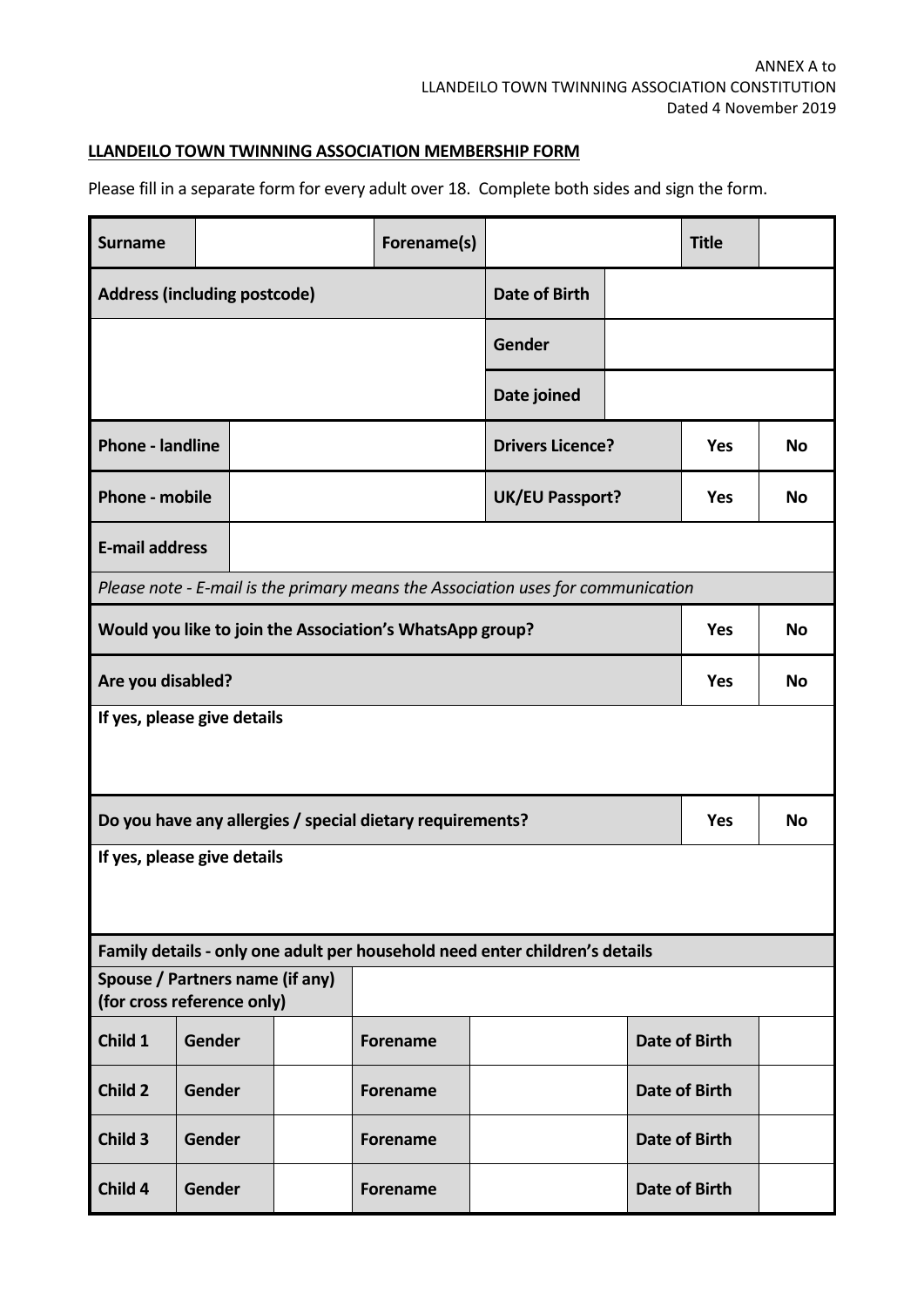ANNEX A to
LLANDEILO TOWN TWINNING ASSOCIATION CONSTITUTION
Dated 4 November 2019

**LLANDEILO TOWN TWINNING ASSOCIATION MEMBERSHIP FORM**

Please fill in a separate form for every adult over 18. Complete both sides and sign the form.

| **Surname** | | **Forename(s)** | | **Title** | |
|---|---|---|---|---|---|
| **Address (including postcode)** | | | **Date of Birth** | | |
| | | | **Gender** | | |
| | | | **Date joined** | | |
| **Phone - landline** | | | **Drivers Licence?** | **Yes** | **No** |
| **Phone - mobile** | | | **UK/EU Passport?** | **Yes** | **No** |
| **E-mail address** | | | | | |
| *Please note - E-mail is the primary means the Association uses for communication* | | | | | |
| **Would you like to join the Association's WhatsApp group?** | | | | **Yes** | **No** |
| **Are you disabled?** | | | | **Yes** | **No** |
| **If yes, please give details** | | | | | |
| **Do you have any allergies / special dietary requirements?** | | | | **Yes** | **No** |
| **If yes, please give details** | | | | | |

| **Family details - only one adult per household need enter children's details** | | | | | | | |
|---|---|---|---|---|---|---|---|
| **Spouse / Partners name (if any) (for cross reference only)** | | | | | | | |
| **Child 1** | **Gender** | | **Forename** | | **Date of Birth** | | |
| **Child 2** | **Gender** | | **Forename** | | **Date of Birth** | | |
| **Child 3** | **Gender** | | **Forename** | | **Date of Birth** | | |
| **Child 4** | **Gender** | | **Forename** | | **Date of Birth** | | |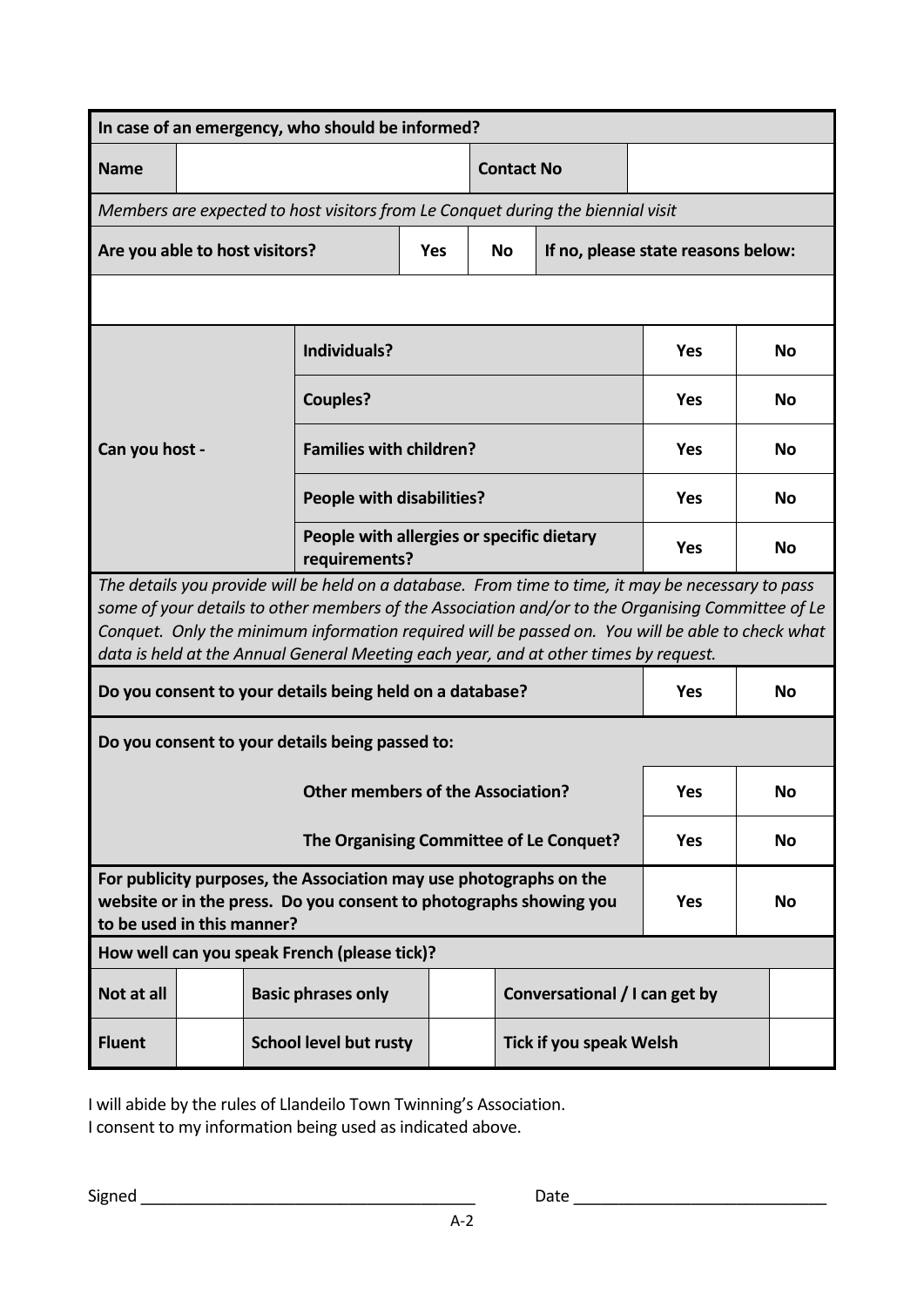| **In case of an emergency, who should be informed?** | | | |
|---|---|---|---|
| **Name** | | **Contact No** | |

*Members are expected to host visitors from Le Conquet during the biennial visit*

| **Are you able to host visitors?** | **Yes** | **No** | **If no, please state reasons below:** |
|---|---|---|---|
| | | | |

| **Can you host -** | | | |
|---|---|---|---|
| | **Individuals?** | **Yes** | **No** |
| | **Couples?** | **Yes** | **No** |
| | **Families with children?** | **Yes** | **No** |
| | **People with disabilities?** | **Yes** | **No** |
| | **People with allergies or specific dietary requirements?** | **Yes** | **No** |

*The details you provide will be held on a database. From time to time, it may be necessary to pass some of your details to other members of the Association and/or to the Organising Committee of Le Conquet. Only the minimum information required will be passed on. You will be able to check what data is held at the Annual General Meeting each year, and at other times by request.*

| **Do you consent to your details being held on a database?** | **Yes** | **No** |
|---|---|---|
| **Do you consent to your details being passed to:** | | |
| **Other members of the Association?** | **Yes** | **No** |
| **The Organising Committee of Le Conquet?** | **Yes** | **No** |
| **For publicity purposes, the Association may use photographs on the website or in the press. Do you consent to photographs showing you to be used in this manner?** | **Yes** | **No** |

| **How well can you speak French (please tick)?** | | | | | |
|---|---|---|---|---|---|
| **Not at all** | | **Basic phrases only** | | **Conversational / I can get by** | |
| **Fluent** | | **School level but rusty** | | **Tick if you speak Welsh** | |

I will abide by the rules of Llandeilo Town Twinning's Association.
I consent to my information being used as indicated above.

Signed ______________________________________ Date ____________________________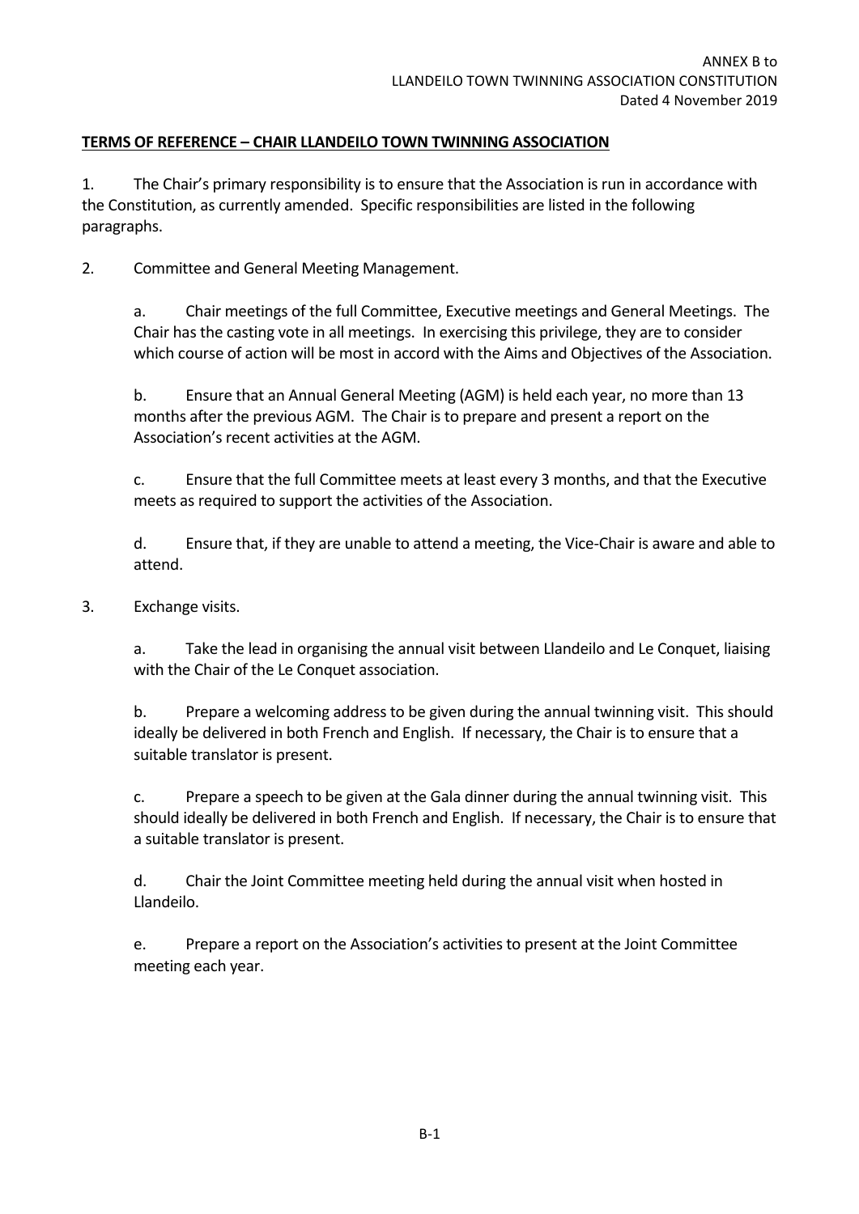ANNEX B to
LLANDEILO TOWN TWINNING ASSOCIATION CONSTITUTION
Dated 4 November 2019

**TERMS OF REFERENCE – CHAIR LLANDEILO TOWN TWINNING ASSOCIATION**

1. The Chair's primary responsibility is to ensure that the Association is run in accordance with the Constitution, as currently amended. Specific responsibilities are listed in the following paragraphs.

2. Committee and General Meeting Management.

   a. Chair meetings of the full Committee, Executive meetings and General Meetings. The Chair has the casting vote in all meetings. In exercising this privilege, they are to consider which course of action will be most in accord with the Aims and Objectives of the Association.

   b. Ensure that an Annual General Meeting (AGM) is held each year, no more than 13 months after the previous AGM. The Chair is to prepare and present a report on the Association's recent activities at the AGM.

   c. Ensure that the full Committee meets at least every 3 months, and that the Executive meets as required to support the activities of the Association.

   d. Ensure that, if they are unable to attend a meeting, the Vice-Chair is aware and able to attend.

3. Exchange visits.

   a. Take the lead in organising the annual visit between Llandeilo and Le Conquet, liaising with the Chair of the Le Conquet association.

   b. Prepare a welcoming address to be given during the annual twinning visit. This should ideally be delivered in both French and English. If necessary, the Chair is to ensure that a suitable translator is present.

   c. Prepare a speech to be given at the Gala dinner during the annual twinning visit. This should ideally be delivered in both French and English. If necessary, the Chair is to ensure that a suitable translator is present.

   d. Chair the Joint Committee meeting held during the annual visit when hosted in Llandeilo.

   e. Prepare a report on the Association's activities to present at the Joint Committee meeting each year.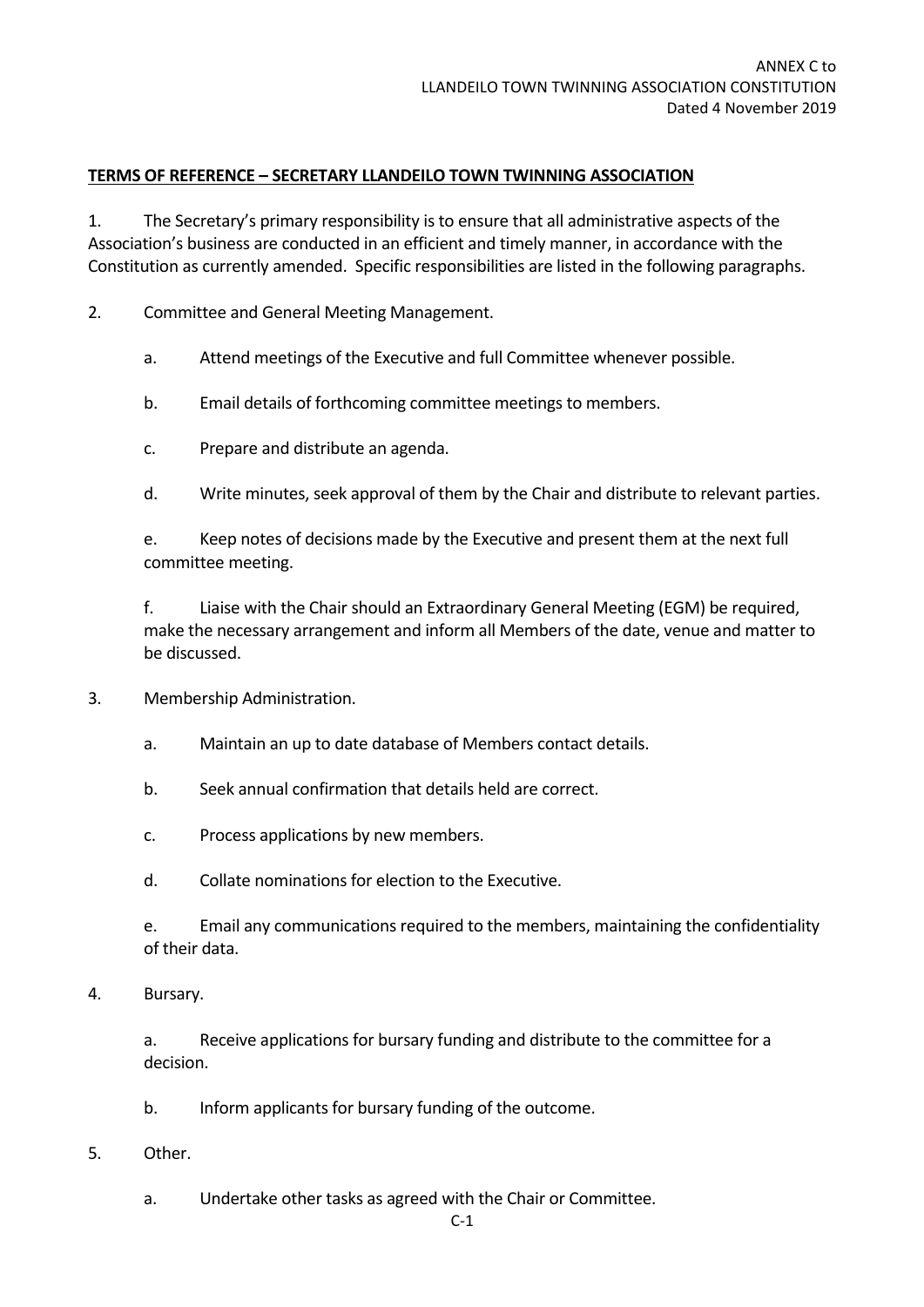ANNEX C to
LLANDEILO TOWN TWINNING ASSOCIATION CONSTITUTION
Dated 4 November 2019

**TERMS OF REFERENCE – SECRETARY LLANDEILO TOWN TWINNING ASSOCIATION**

1. The Secretary's primary responsibility is to ensure that all administrative aspects of the Association's business are conducted in an efficient and timely manner, in accordance with the Constitution as currently amended. Specific responsibilities are listed in the following paragraphs.

2. Committee and General Meeting Management.

   a. Attend meetings of the Executive and full Committee whenever possible.

   b. Email details of forthcoming committee meetings to members.

   c. Prepare and distribute an agenda.

   d. Write minutes, seek approval of them by the Chair and distribute to relevant parties.

   e. Keep notes of decisions made by the Executive and present them at the next full committee meeting.

   f. Liaise with the Chair should an Extraordinary General Meeting (EGM) be required, make the necessary arrangement and inform all Members of the date, venue and matter to be discussed.

3. Membership Administration.

   a. Maintain an up to date database of Members contact details.

   b. Seek annual confirmation that details held are correct.

   c. Process applications by new members.

   d. Collate nominations for election to the Executive.

   e. Email any communications required to the members, maintaining the confidentiality of their data.

4. Bursary.

   a. Receive applications for bursary funding and distribute to the committee for a decision.

   b. Inform applicants for bursary funding of the outcome.

5. Other.

   a. Undertake other tasks as agreed with the Chair or Committee.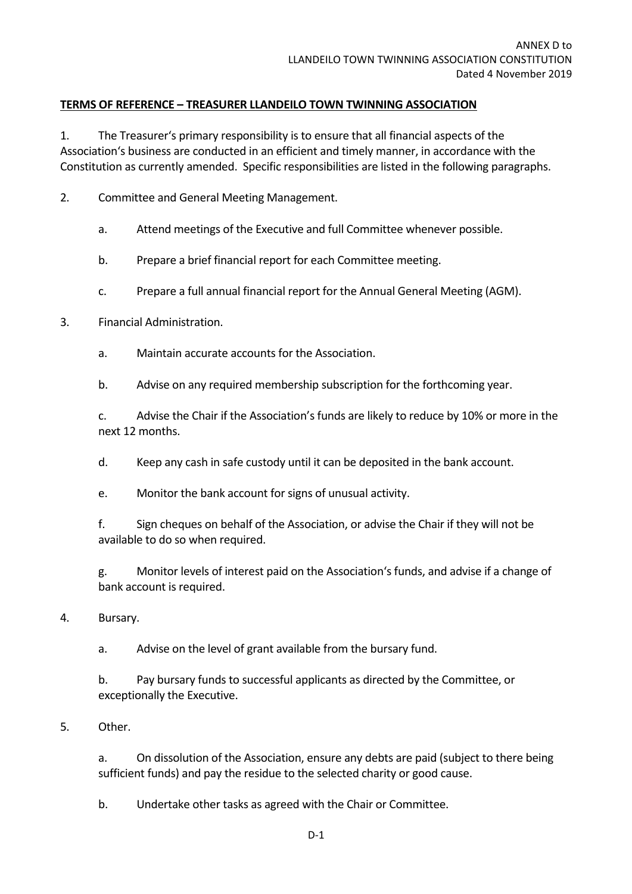ANNEX D to
LLANDEILO TOWN TWINNING ASSOCIATION CONSTITUTION
Dated 4 November 2019

**TERMS OF REFERENCE – TREASURER LLANDEILO TOWN TWINNING ASSOCIATION**

1. The Treasurer's primary responsibility is to ensure that all financial aspects of the Association's business are conducted in an efficient and timely manner, in accordance with the Constitution as currently amended. Specific responsibilities are listed in the following paragraphs.

2. Committee and General Meeting Management.

   a. Attend meetings of the Executive and full Committee whenever possible.

   b. Prepare a brief financial report for each Committee meeting.

   c. Prepare a full annual financial report for the Annual General Meeting (AGM).

3. Financial Administration.

   a. Maintain accurate accounts for the Association.

   b. Advise on any required membership subscription for the forthcoming year.

   c. Advise the Chair if the Association's funds are likely to reduce by 10% or more in the next 12 months.

   d. Keep any cash in safe custody until it can be deposited in the bank account.

   e. Monitor the bank account for signs of unusual activity.

   f. Sign cheques on behalf of the Association, or advise the Chair if they will not be available to do so when required.

   g. Monitor levels of interest paid on the Association's funds, and advise if a change of bank account is required.

4. Bursary.

   a. Advise on the level of grant available from the bursary fund.

   b. Pay bursary funds to successful applicants as directed by the Committee, or exceptionally the Executive.

5. Other.

   a. On dissolution of the Association, ensure any debts are paid (subject to there being sufficient funds) and pay the residue to the selected charity or good cause.

   b. Undertake other tasks as agreed with the Chair or Committee.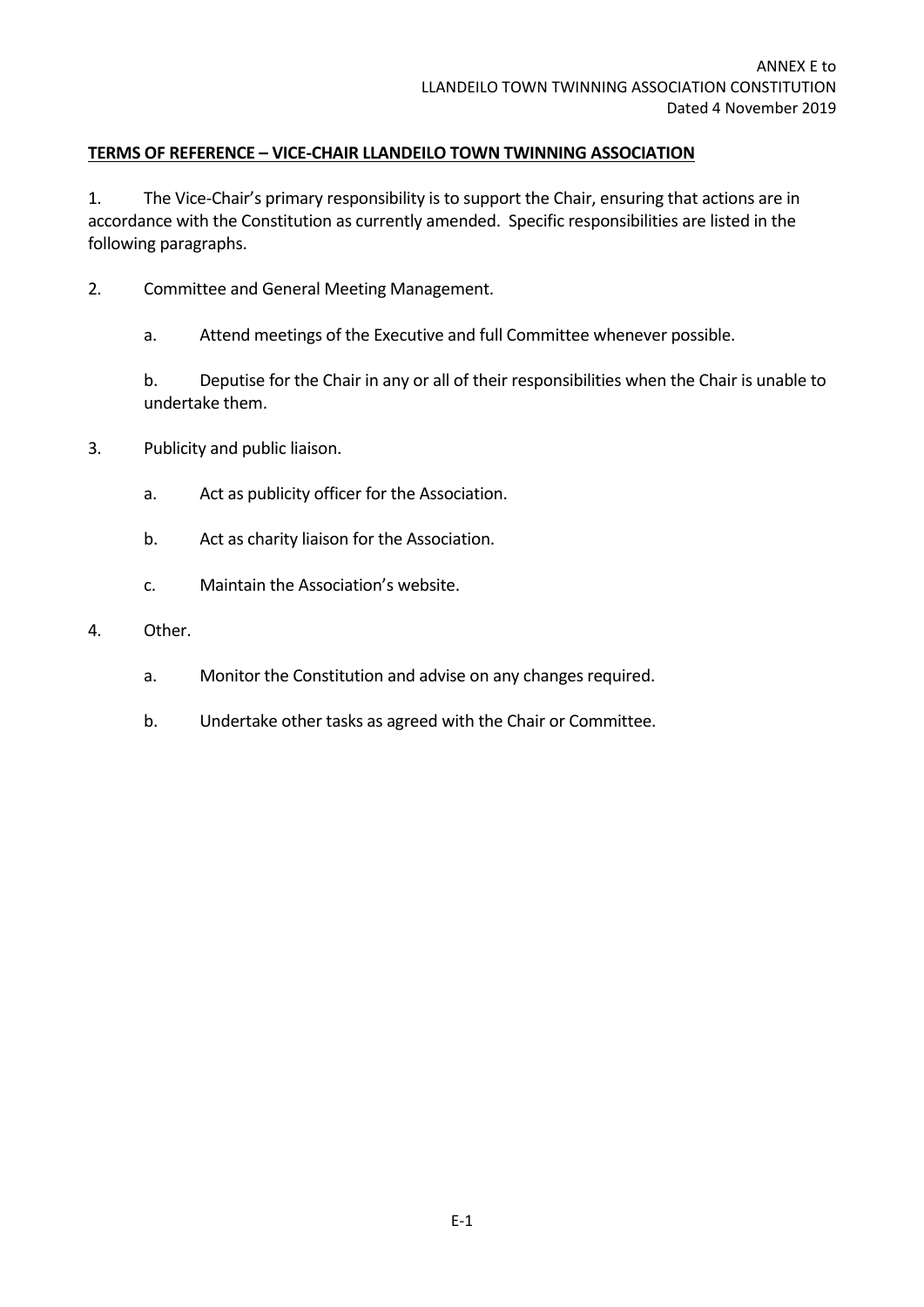ANNEX E to
LLANDEILO TOWN TWINNING ASSOCIATION CONSTITUTION
Dated 4 November 2019

**TERMS OF REFERENCE – VICE-CHAIR LLANDEILO TOWN TWINNING ASSOCIATION**

1. The Vice-Chair's primary responsibility is to support the Chair, ensuring that actions are in accordance with the Constitution as currently amended. Specific responsibilities are listed in the following paragraphs.

2. Committee and General Meeting Management.

   a. Attend meetings of the Executive and full Committee whenever possible.

   b. Deputise for the Chair in any or all of their responsibilities when the Chair is unable to undertake them.

3. Publicity and public liaison.

   a. Act as publicity officer for the Association.

   b. Act as charity liaison for the Association.

   c. Maintain the Association's website.

4. Other.

   a. Monitor the Constitution and advise on any changes required.

   b. Undertake other tasks as agreed with the Chair or Committee.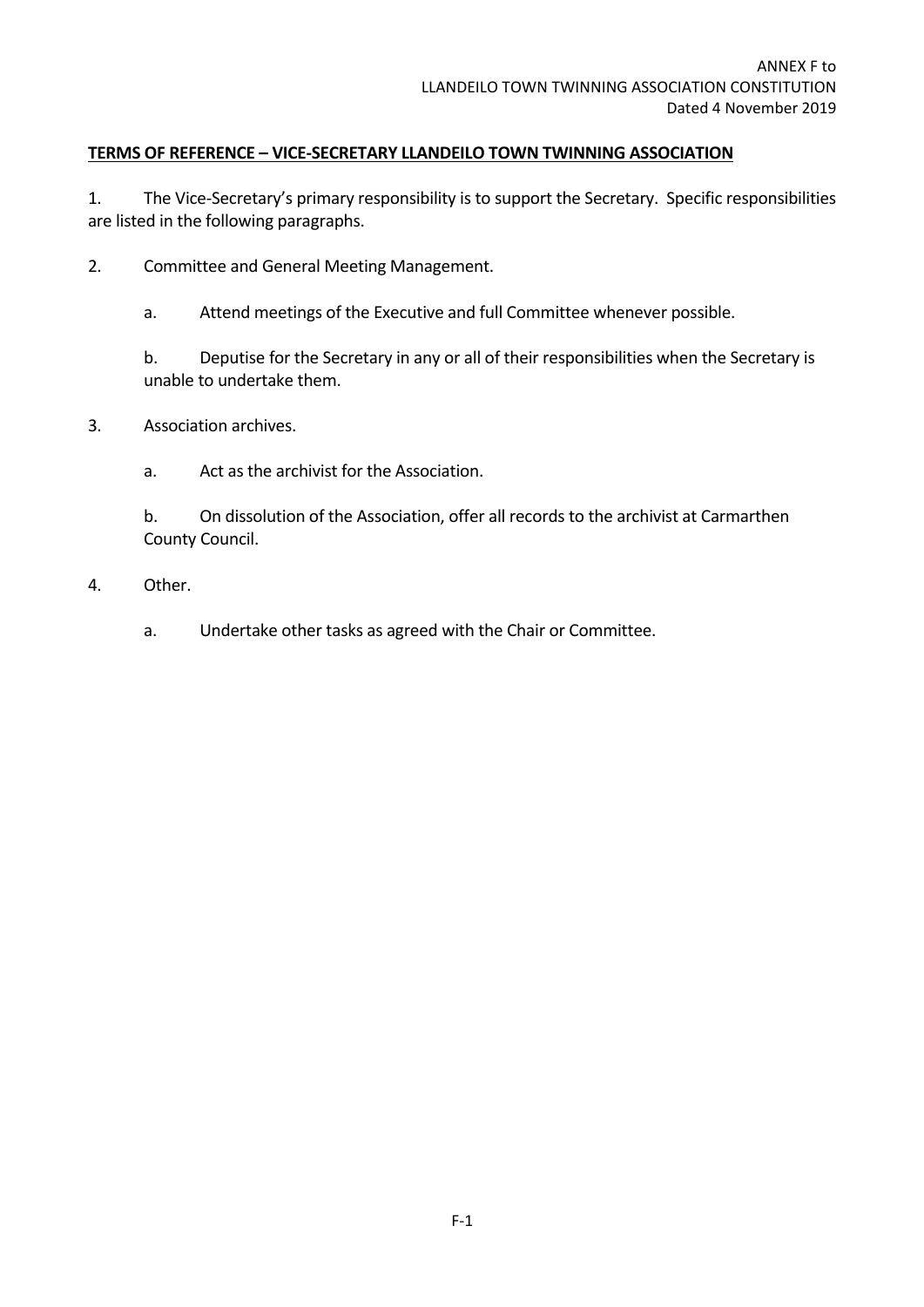ANNEX F to
LLANDEILO TOWN TWINNING ASSOCIATION CONSTITUTION
Dated 4 November 2019

## TERMS OF REFERENCE – VICE-SECRETARY LLANDEILO TOWN TWINNING ASSOCIATION

1. The Vice-Secretary's primary responsibility is to support the Secretary. Specific responsibilities are listed in the following paragraphs.

2. Committee and General Meeting Management.

    a. Attend meetings of the Executive and full Committee whenever possible.

    b. Deputise for the Secretary in any or all of their responsibilities when the Secretary is unable to undertake them.

3. Association archives.

    a. Act as the archivist for the Association.

    b. On dissolution of the Association, offer all records to the archivist at Carmarthen County Council.

4. Other.

    a. Undertake other tasks as agreed with the Chair or Committee.